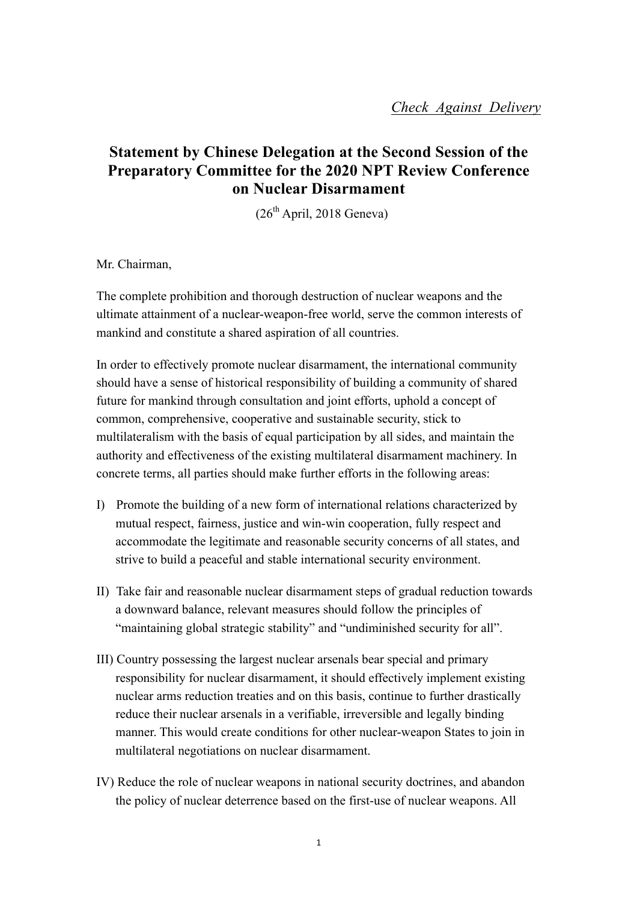*Check Against Delivery*

# Statement by Chinese Delegation at the Second Session of the Preparatory Committee for the 2020 NPT Review Conference on Nuclear Disarmament

(26th April, 2018 Geneva)

Mr. Chairman,

The complete prohibition and thorough destruction of nuclear weapons and the ultimate attainment of a nuclear-weapon-free world, serve the common interests of mankind and constitute a shared aspiration of all countries.

In order to effectively promote nuclear disarmament, the international community should have a sense of historical responsibility of building a community of shared future for mankind through consultation and joint efforts, uphold a concept of common, comprehensive, cooperative and sustainable security, stick to multilateralism with the basis of equal participation by all sides, and maintain the authority and effectiveness of the existing multilateral disarmament machinery. In concrete terms, all parties should make further efforts in the following areas:

I) Promote the building of a new form of international relations characterized by mutual respect, fairness, justice and win-win cooperation, fully respect and accommodate the legitimate and reasonable security concerns of all states, and strive to build a peaceful and stable international security environment.

II) Take fair and reasonable nuclear disarmament steps of gradual reduction towards a downward balance, relevant measures should follow the principles of "maintaining global strategic stability" and "undiminished security for all".

III) Country possessing the largest nuclear arsenals bear special and primary responsibility for nuclear disarmament, it should effectively implement existing nuclear arms reduction treaties and on this basis, continue to further drastically reduce their nuclear arsenals in a verifiable, irreversible and legally binding manner. This would create conditions for other nuclear-weapon States to join in multilateral negotiations on nuclear disarmament.

IV) Reduce the role of nuclear weapons in national security doctrines, and abandon the policy of nuclear deterrence based on the first-use of nuclear weapons. All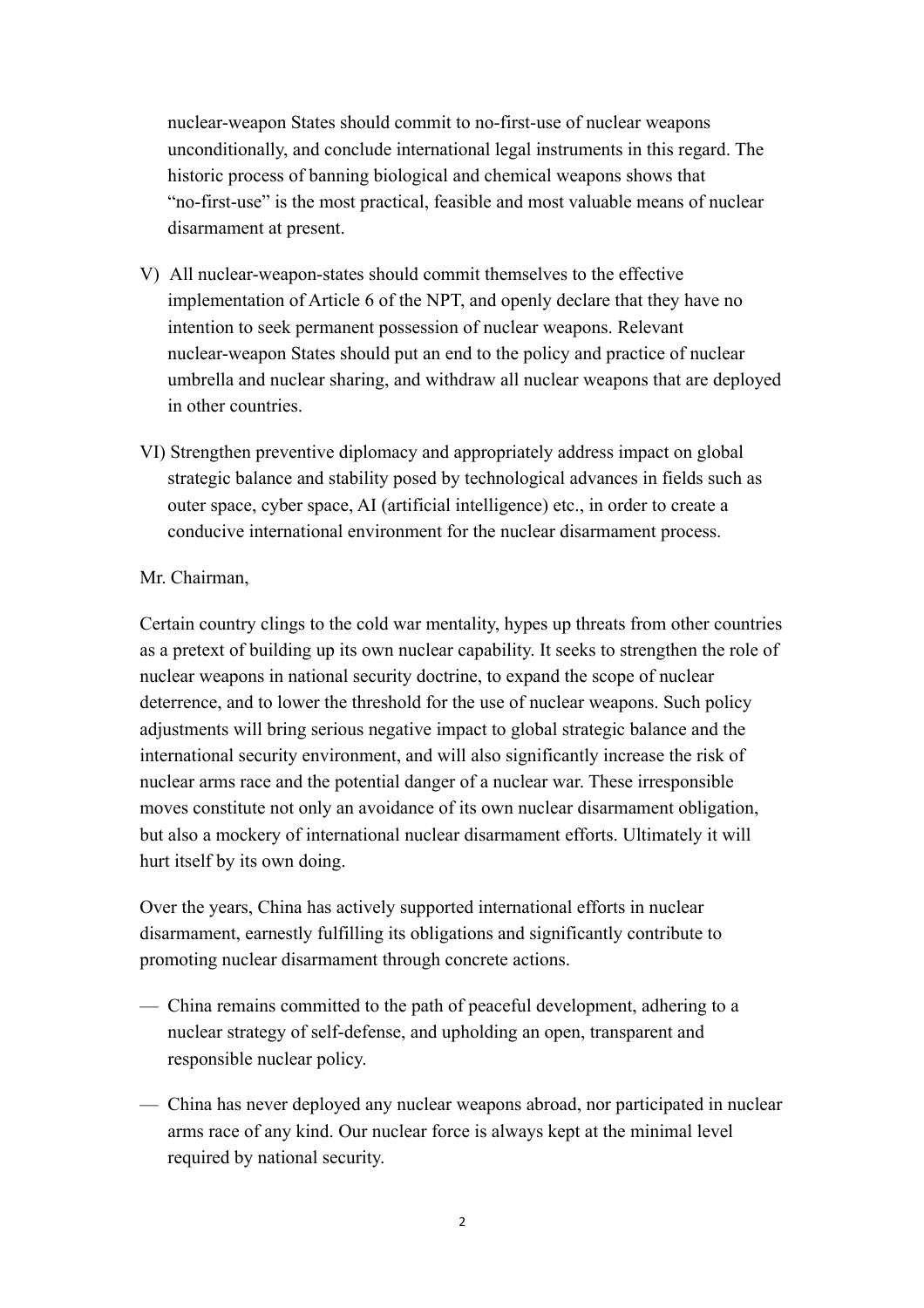nuclear-weapon States should commit to no-first-use of nuclear weapons unconditionally, and conclude international legal instruments in this regard. The historic process of banning biological and chemical weapons shows that "no-first-use" is the most practical, feasible and most valuable means of nuclear disarmament at present.

V) All nuclear-weapon-states should commit themselves to the effective implementation of Article 6 of the NPT, and openly declare that they have no intention to seek permanent possession of nuclear weapons. Relevant nuclear-weapon States should put an end to the policy and practice of nuclear umbrella and nuclear sharing, and withdraw all nuclear weapons that are deployed in other countries.

VI) Strengthen preventive diplomacy and appropriately address impact on global strategic balance and stability posed by technological advances in fields such as outer space, cyber space, AI (artificial intelligence) etc., in order to create a conducive international environment for the nuclear disarmament process.

Mr. Chairman,

Certain country clings to the cold war mentality, hypes up threats from other countries as a pretext of building up its own nuclear capability. It seeks to strengthen the role of nuclear weapons in national security doctrine, to expand the scope of nuclear deterrence, and to lower the threshold for the use of nuclear weapons. Such policy adjustments will bring serious negative impact to global strategic balance and the international security environment, and will also significantly increase the risk of nuclear arms race and the potential danger of a nuclear war. These irresponsible moves constitute not only an avoidance of its own nuclear disarmament obligation, but also a mockery of international nuclear disarmament efforts. Ultimately it will hurt itself by its own doing.

Over the years, China has actively supported international efforts in nuclear disarmament, earnestly fulfilling its obligations and significantly contribute to promoting nuclear disarmament through concrete actions.

— China remains committed to the path of peaceful development, adhering to a nuclear strategy of self-defense, and upholding an open, transparent and responsible nuclear policy.

— China has never deployed any nuclear weapons abroad, nor participated in nuclear arms race of any kind. Our nuclear force is always kept at the minimal level required by national security.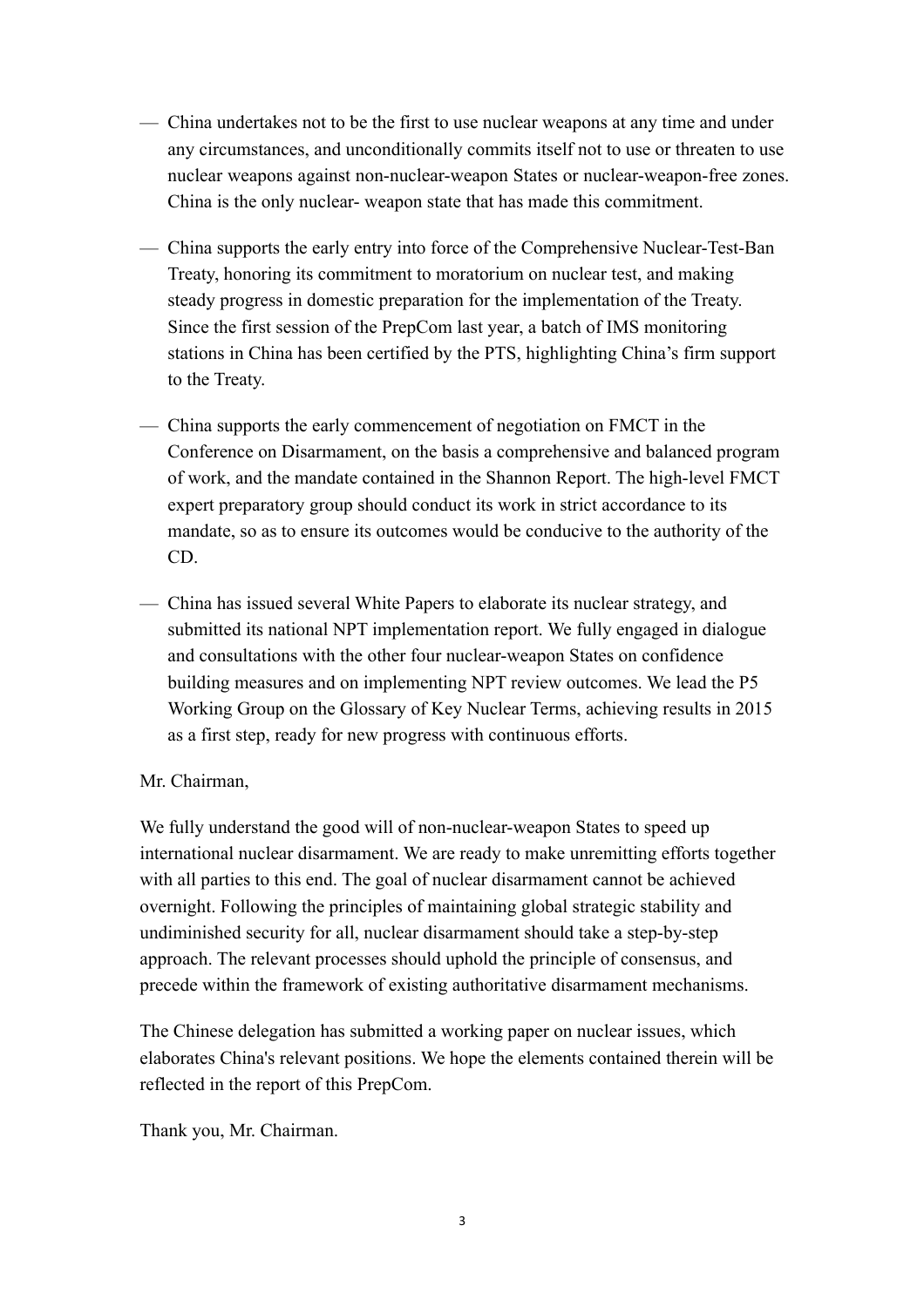— China undertakes not to be the first to use nuclear weapons at any time and under any circumstances, and unconditionally commits itself not to use or threaten to use nuclear weapons against non-nuclear-weapon States or nuclear-weapon-free zones. China is the only nuclear- weapon state that has made this commitment.

— China supports the early entry into force of the Comprehensive Nuclear-Test-Ban Treaty, honoring its commitment to moratorium on nuclear test, and making steady progress in domestic preparation for the implementation of the Treaty. Since the first session of the PrepCom last year, a batch of IMS monitoring stations in China has been certified by the PTS, highlighting China's firm support to the Treaty.

— China supports the early commencement of negotiation on FMCT in the Conference on Disarmament, on the basis a comprehensive and balanced program of work, and the mandate contained in the Shannon Report. The high-level FMCT expert preparatory group should conduct its work in strict accordance to its mandate, so as to ensure its outcomes would be conducive to the authority of the CD.

— China has issued several White Papers to elaborate its nuclear strategy, and submitted its national NPT implementation report. We fully engaged in dialogue and consultations with the other four nuclear-weapon States on confidence building measures and on implementing NPT review outcomes. We lead the P5 Working Group on the Glossary of Key Nuclear Terms, achieving results in 2015 as a first step, ready for new progress with continuous efforts.

Mr. Chairman,

We fully understand the good will of non-nuclear-weapon States to speed up international nuclear disarmament. We are ready to make unremitting efforts together with all parties to this end. The goal of nuclear disarmament cannot be achieved overnight. Following the principles of maintaining global strategic stability and undiminished security for all, nuclear disarmament should take a step-by-step approach. The relevant processes should uphold the principle of consensus, and precede within the framework of existing authoritative disarmament mechanisms.

The Chinese delegation has submitted a working paper on nuclear issues, which elaborates China's relevant positions. We hope the elements contained therein will be reflected in the report of this PrepCom.

Thank you, Mr. Chairman.